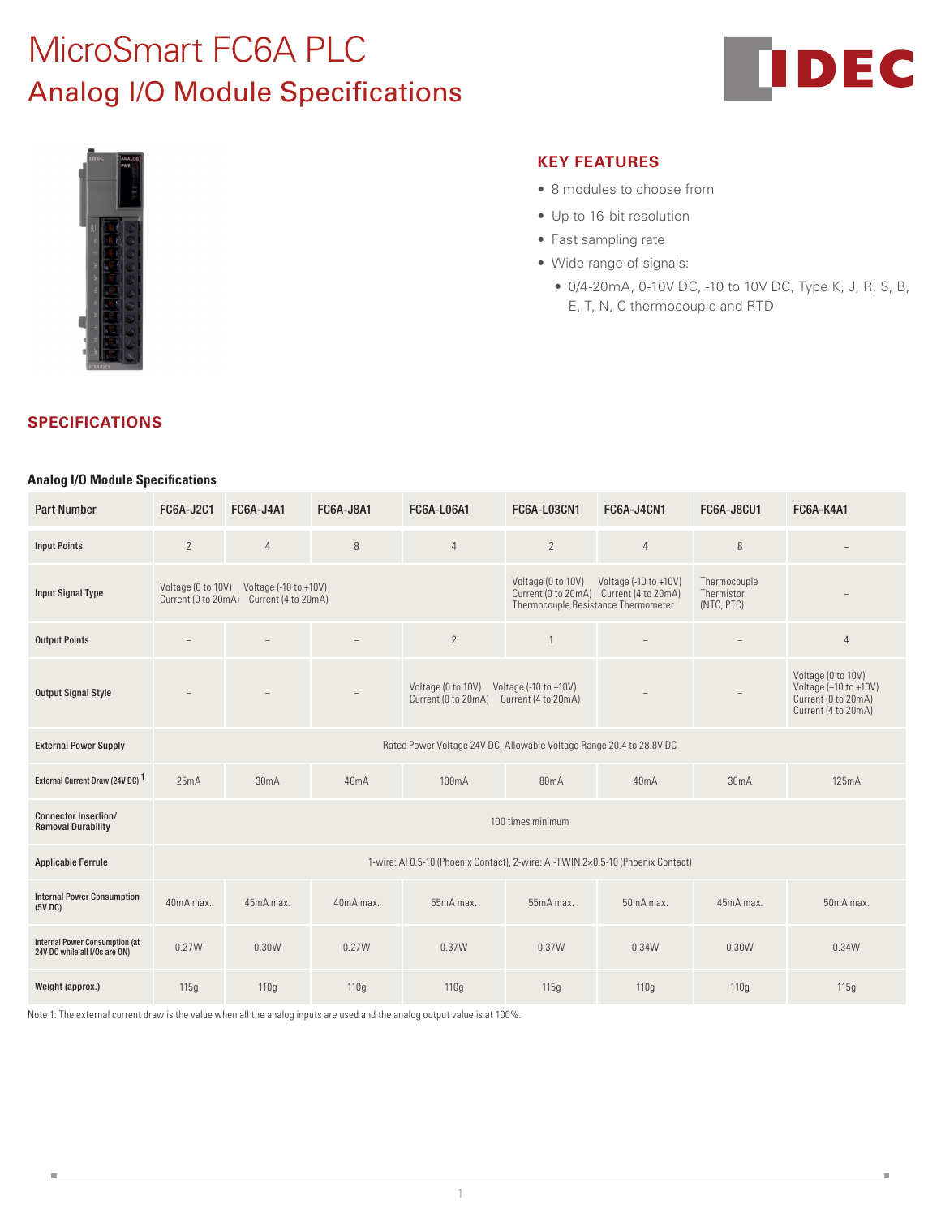# MicroSmart FC6A PLC

## Analog I/O Module Specifications

### KEY FEATURES

- 8 modules to choose from
- Up to 16-bit resolution
- Fast sampling rate
- Wide range of signals:
  - 0/4-20mA, 0-10V DC, -10 to 10V DC, Type K, J, R, S, B, E, T, N, C thermocouple and RTD

### SPECIFICATIONS

**Analog I/O Module Specifications**

| Part Number | FC6A-J2C1 | FC6A-J4A1 | FC6A-J8A1 | FC6A-L06A1 | FC6A-L03CN1 | FC6A-J4CN1 | FC6A-J8CU1 | FC6A-K4A1 |
|---|---|---|---|---|---|---|---|---|
| Input Points | 2 | 4 | 8 | 4 | 2 | 4 | 8 | – |
| Input Signal Type | Voltage (0 to 10V) Voltage (-10 to +10V) Current (0 to 20mA) Current (4 to 20mA) | | | | Voltage (0 to 10V) Voltage (-10 to +10V) Current (0 to 20mA) Current (4 to 20mA) Thermocouple Resistance Thermometer | | Thermocouple Thermistor (NTC, PTC) | – |
| Output Points | – | – | – | 2 | 1 | – | – | 4 |
| Output Signal Style | – | – | – | Voltage (0 to 10V) Voltage (-10 to +10V) Current (0 to 20mA) Current (4 to 20mA) | | – | – | Voltage (0 to 10V) Voltage (–10 to +10V) Current (0 to 20mA) Current (4 to 20mA) |
| External Power Supply | Rated Power Voltage 24V DC, Allowable Voltage Range 20.4 to 28.8V DC | | | | | | | |
| External Current Draw (24V DC) [1] | 25mA | 30mA | 40mA | 100mA | 80mA | 40mA | 30mA | 125mA |
| Connector Insertion/ Removal Durability | 100 times minimum | | | | | | | |
| Applicable Ferrule | 1-wire: AI 0.5-10 (Phoenix Contact), 2-wire: AI-TWIN 2×0.5-10 (Phoenix Contact) | | | | | | | |
| Internal Power Consumption (5V DC) | 40mA max. | 45mA max. | 40mA max. | 55mA max. | 55mA max. | 50mA max. | 45mA max. | 50mA max. |
| Internal Power Consumption (at 24V DC while all I/Os are ON) | 0.27W | 0.30W | 0.27W | 0.37W | 0.37W | 0.34W | 0.30W | 0.34W |
| Weight (approx.) | 115g | 110g | 110g | 110g | 115g | 110g | 110g | 115g |

Note 1: The external current draw is the value when all the analog inputs are used and the analog output value is at 100%.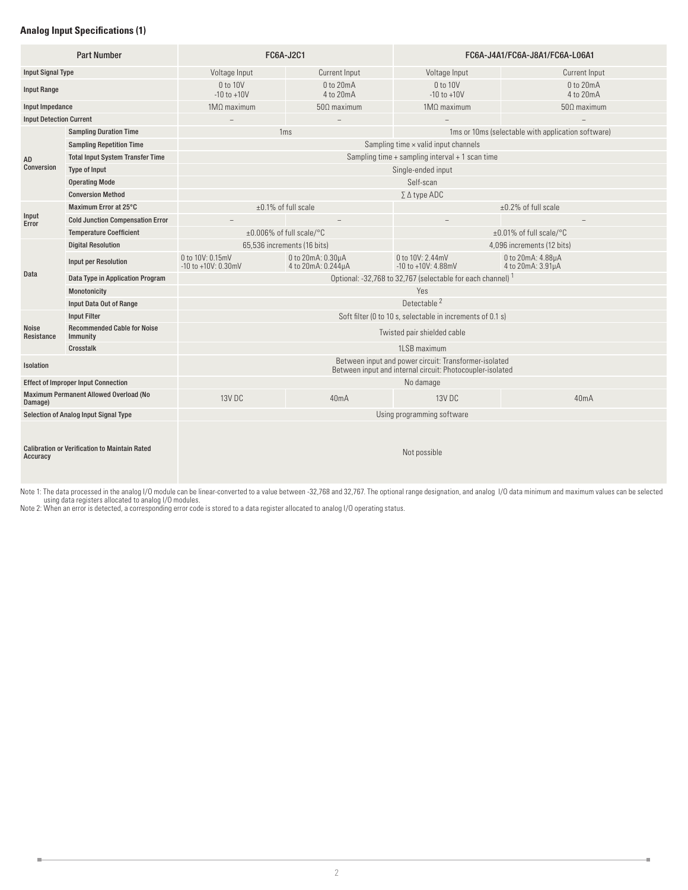### Analog Input Specifications (1)

| Part Number | | FC6A-J2C1 | | FC6A-J4A1/FC6A-J8A1/FC6A-L06A1 | |
|---|---|---|---|---|---|
| Input Signal Type | | Voltage Input | Current Input | Voltage Input | Current Input |
| Input Range | | 0 to 10V<br>-10 to +10V | 0 to 20mA<br>4 to 20mA | 0 to 10V<br>-10 to +10V | 0 to 20mA<br>4 to 20mA |
| Input Impedance | | 1MΩ maximum | 50Ω maximum | 1MΩ maximum | 50Ω maximum |
| Input Detection Current | | – | – | – | – |
| AD Conversion | Sampling Duration Time | 1ms | | 1ms or 10ms (selectable with application software) | |
| | Sampling Repetition Time | Sampling time × valid input channels | | | |
| | Total Input System Transfer Time | Sampling time + sampling interval + 1 scan time | | | |
| | Type of Input | Single-ended input | | | |
| | Operating Mode | Self-scan | | | |
| | Conversion Method | ∑ Δ type ADC | | | |
| Input Error | Maximum Error at 25°C | ±0.1% of full scale | | ±0.2% of full scale | |
| | Cold Junction Compensation Error | – | – | – | – |
| | Temperature Coefficient | ±0.006% of full scale/°C | | ±0.01% of full scale/°C | |
| Data | Digital Resolution | 65,536 increments (16 bits) | | 4,096 increments (12 bits) | |
| | Input per Resolution | 0 to 10V: 0.15mV<br>-10 to +10V: 0.30mV | 0 to 20mA: 0.30µA<br>4 to 20mA: 0.244µA | 0 to 10V: 2.44mV<br>-10 to +10V: 4.88mV | 0 to 20mA: 4.88µA<br>4 to 20mA: 3.91µA |
| | Data Type in Application Program | Optional: -32,768 to 32,767 (selectable for each channel) [1] | | | |
| | Monotonicity | Yes | | | |
| | Input Data Out of Range | Detectable [2] | | | |
| Noise Resistance | Input Filter | Soft filter (0 to 10 s, selectable in increments of 0.1 s) | | | |
| | Recommended Cable for Noise Immunity | Twisted pair shielded cable | | | |
| | Crosstalk | 1LSB maximum | | | |
| Isolation | | Between input and power circuit: Transformer-isolated<br>Between input and internal circuit: Photocoupler-isolated | | | |
| Effect of Improper Input Connection | | No damage | | | |
| Maximum Permanent Allowed Overload (No Damage) | | 13V DC | 40mA | 13V DC | 40mA |
| Selection of Analog Input Signal Type | | Using programming software | | | |
| Calibration or Verification to Maintain Rated Accuracy | | Not possible | | | |

Note 1: The data processed in the analog I/O module can be linear-converted to a value between -32,768 and 32,767. The optional range designation, and analog I/O data minimum and maximum values can be selected using data registers allocated to analog I/O modules.
Note 2: When an error is detected, a corresponding error code is stored to a data register allocated to analog I/O operating status.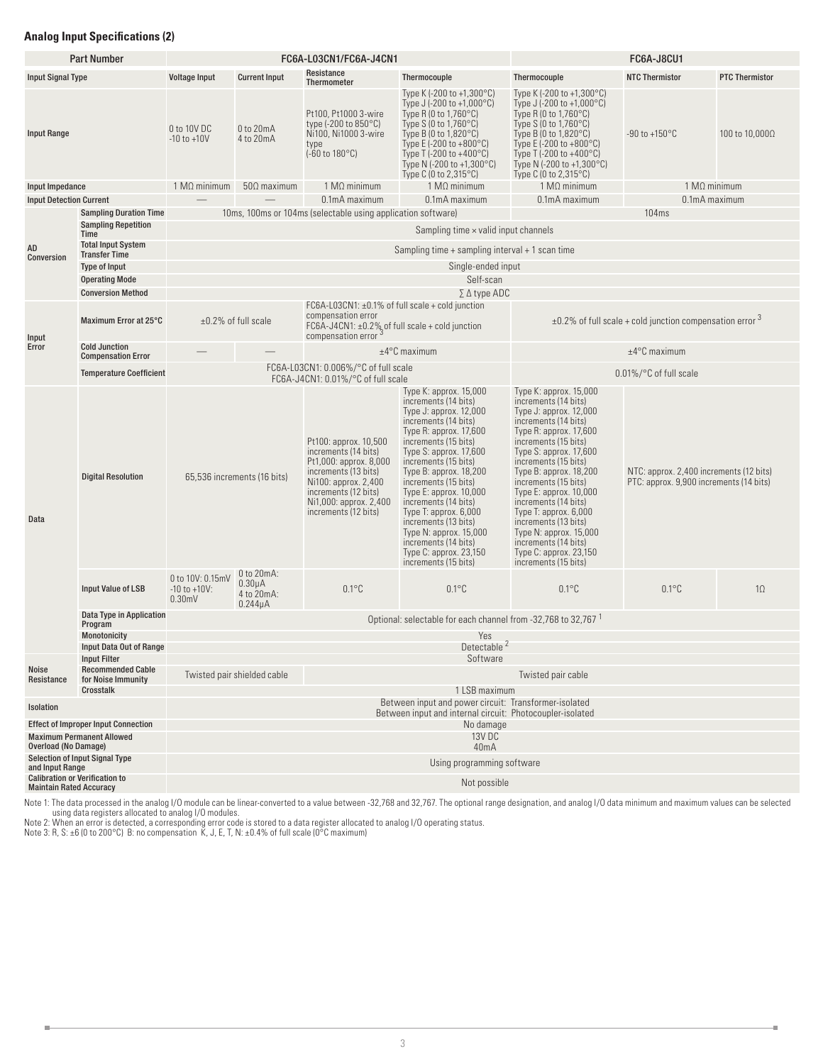### Analog Input Specifications (2)

| Part Number | | FC6A-L03CN1/FC6A-J4CN1 | | | | FC6A-J8CU1 | | |
|---|---|---|---|---|---|---|---|---|
| Input Signal Type | | Voltage Input | Current Input | Resistance Thermometer | Thermocouple | Thermocouple | NTC Thermistor | PTC Thermistor |
| Input Range | | 0 to 10V DC<br>-10 to +10V | 0 to 20mA<br>4 to 20mA | Pt100, Pt1000 3-wire type (-200 to 850°C)<br>Ni100, Ni1000 3-wire type<br>(-60 to 180°C) | Type K (-200 to +1,300°C)<br>Type J (-200 to +1,000°C)<br>Type R (0 to 1,760°C)<br>Type S (0 to 1,760°C)<br>Type B (0 to 1,820°C)<br>Type E (-200 to +800°C)<br>Type T (-200 to +400°C)<br>Type N (-200 to +1,300°C)<br>Type C (0 to 2,315°C) | Type K (-200 to +1,300°C)<br>Type J (-200 to +1,000°C)<br>Type R (0 to 1,760°C)<br>Type S (0 to 1,760°C)<br>Type B (0 to 1,820°C)<br>Type E (-200 to +800°C)<br>Type T (-200 to +400°C)<br>Type N (-200 to +1,300°C)<br>Type C (0 to 2,315°C) | -90 to +150°C | 100 to 10,000Ω |
| Input Impedance | | 1 MΩ minimum | 50Ω maximum | 1 MΩ minimum | 1 MΩ minimum | 1 MΩ minimum | 1 MΩ minimum | |
| Input Detection Current | | — | — | 0.1mA maximum | 0.1mA maximum | 0.1mA maximum | 0.1mA maximum | |
| AD Conversion | Sampling Duration Time | 10ms, 100ms or 104ms (selectable using application software) | | | | 104ms | | |
| | Sampling Repetition Time | Sampling time × valid input channels | | | | | | |
| | Total Input System Transfer Time | Sampling time + sampling interval + 1 scan time | | | | | | |
| | Type of Input | Single-ended input | | | | | | |
| | Operating Mode | Self-scan | | | | | | |
| | Conversion Method | ∑ Δ type ADC | | | | | | |
| Input Error | Maximum Error at 25°C | ±0.2% of full scale | | FC6A-L03CN1: ±0.1% of full scale + cold junction compensation error<br>FC6A-J4CN1: ±0.2% of full scale + cold junction compensation error [3] | | ±0.2% of full scale + cold junction compensation error [3] | | |
| | Cold Junction Compensation Error | — | — | ±4°C maximum | | ±4°C maximum | | |
| | Temperature Coefficient | FC6A-L03CN1: 0.006%/°C of full scale<br>FC6A-J4CN1: 0.01%/°C of full scale | | | | 0.01%/°C of full scale | | |
| Data | Digital Resolution | 65,536 increments (16 bits) | | Pt100: approx. 10,500 increments (14 bits)<br>Pt1,000: approx. 8,000 increments (13 bits)<br>Ni100: approx. 2,400 increments (12 bits)<br>Ni1,000: approx. 2,400 increments (12 bits) | Type K: approx. 15,000 increments (14 bits)<br>Type J: approx. 12,000 increments (14 bits)<br>Type R: approx. 17,600 increments (15 bits)<br>Type S: approx. 17,600 increments (15 bits)<br>Type B: approx. 18,200 increments (15 bits)<br>Type E: approx. 10,000 increments (14 bits)<br>Type T: approx. 6,000 increments (13 bits)<br>Type N: approx. 15,000 increments (14 bits)<br>Type C: approx. 23,150 increments (15 bits) | Type K: approx. 15,000 increments (14 bits)<br>Type J: approx. 12,000 increments (14 bits)<br>Type R: approx. 17,600 increments (15 bits)<br>Type S: approx. 17,600 increments (15 bits)<br>Type B: approx. 18,200 increments (15 bits)<br>Type E: approx. 10,000 increments (14 bits)<br>Type T: approx. 6,000 increments (13 bits)<br>Type N: approx. 15,000 increments (14 bits)<br>Type C: approx. 23,150 increments (15 bits) | NTC: approx. 2,400 increments (12 bits)<br>PTC: approx. 9,900 increments (14 bits) | |
| | Input Value of LSB | 0 to 10V: 0.15mV<br>-10 to +10V: 0.30mV | 0 to 20mA: 0.30μA<br>4 to 20mA: 0.244μA | 0.1°C | 0.1°C | 0.1°C | 0.1°C | 1Ω |
| | Data Type in Application Program | Optional: selectable for each channel from -32,768 to 32,767 [1] | | | | | | |
| | Monotonicity | Yes | | | | | | |
| | Input Data Out of Range | Detectable [2] | | | | | | |
| Noise Resistance | Input Filter | Software | | | | | | |
| | Recommended Cable for Noise Immunity | Twisted pair shielded cable | | Twisted pair cable | | | | |
| | Crosstalk | 1 LSB maximum | | | | | | |
| Isolation | | Between input and power circuit: Transformer-isolated<br>Between input and internal circuit: Photocoupler-isolated | | | | | | |
| Effect of Improper Input Connection | | No damage | | | | | | |
| Maximum Permanent Allowed Overload (No Damage) | | 13V DC<br>40mA | | | | | | |
| Selection of Input Signal Type and Input Range | | Using programming software | | | | | | |
| Calibration or Verification to Maintain Rated Accuracy | | Not possible | | | | | | |

Note 1: The data processed in the analog I/O module can be linear-converted to a value between -32,768 and 32,767. The optional range designation, and analog I/O data minimum and maximum values can be selected using data registers allocated to analog I/O modules.
Note 2: When an error is detected, a corresponding error code is stored to a data register allocated to analog I/O operating status.
Note 3: R, S: ±6 (0 to 200°C) B: no compensation K, J, E, T, N: ±0.4% of full scale (0°C maximum)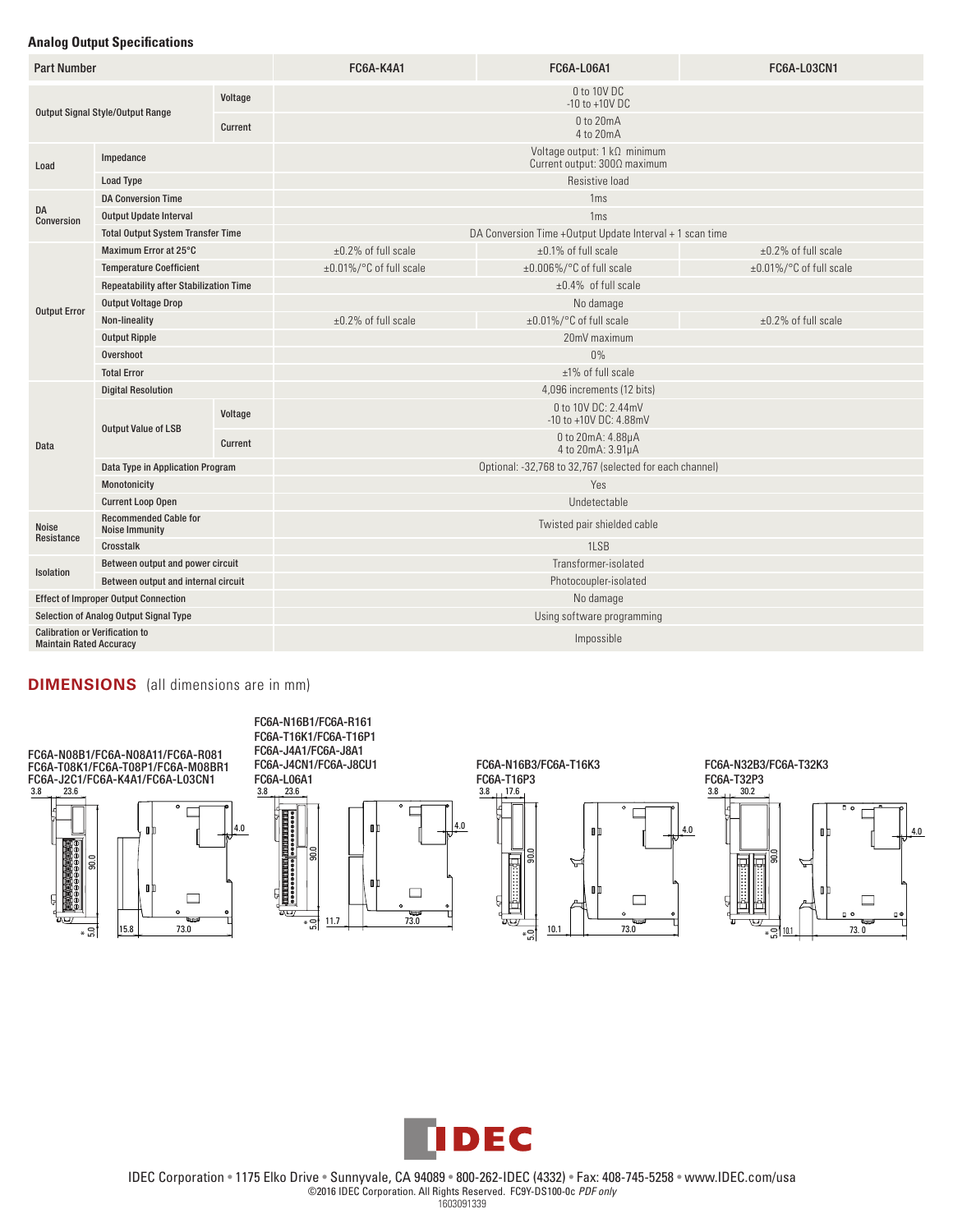### Analog Output Specifications

| Part Number | | | FC6A-K4A1 | FC6A-L06A1 | FC6A-L03CN1 |
|---|---|---|---|---|---|
| Output Signal Style/Output Range | | Voltage | 0 to 10V DC<br>-10 to +10V DC | | |
| | | Current | 0 to 20mA<br>4 to 20mA | | |
| Load | Impedance | | Voltage output: 1 kΩ minimum<br>Current output: 300Ω maximum | | |
| | Load Type | | Resistive load | | |
| DA Conversion | DA Conversion Time | | 1ms | | |
| | Output Update Interval | | 1ms | | |
| | Total Output System Transfer Time | | DA Conversion Time +Output Update Interval + 1 scan time | | |
| Output Error | Maximum Error at 25°C | | ±0.2% of full scale | ±0.1% of full scale | ±0.2% of full scale |
| | Temperature Coefficient | | ±0.01%/°C of full scale | ±0.006%/°C of full scale | ±0.01%/°C of full scale |
| | Repeatability after Stabilization Time | | ±0.4% of full scale | | |
| | Output Voltage Drop | | No damage | | |
| | Non-linealty | | ±0.2% of full scale | ±0.01%/°C of full scale | ±0.2% of full scale |
| | Output Ripple | | 20mV maximum | | |
| | Overshoot | | 0% | | |
| | Total Error | | ±1% of full scale | | |
| Data | Digital Resolution | | 4,096 increments (12 bits) | | |
| | Output Value of LSB | Voltage | 0 to 10V DC: 2.44mV<br>-10 to +10V DC: 4.88mV | | |
| | | Current | 0 to 20mA: 4.88μA<br>4 to 20mA: 3.91μA | | |
| | Data Type in Application Program | | Optional: -32,768 to 32,767 (selected for each channel) | | |
| | Monotonicity | | Yes | | |
| | Current Loop Open | | Undetectable | | |
| Noise Resistance | Recommended Cable for Noise Immunity | | Twisted pair shielded cable | | |
| | Crosstalk | | 1LSB | | |
| Isolation | Between output and power circuit | | Transformer-isolated | | |
| | Between output and internal circuit | | Photocoupler-isolated | | |
| Effect of Improper Output Connection | | | No damage | | |
| Selection of Analog Output Signal Type | | | Using software programming | | |
| Calibration or Verification to Maintain Rated Accuracy | | | Impossible | | |

## DIMENSIONS (all dimensions are in mm)

FC6A-N08B1/FC6A-N08A11/FC6A-R081
FC6A-T08K1/FC6A-T08P1/FC6A-M08BR1
FC6A-J2C1/FC6A-K4A1/FC6A-L03CN1

3.8 23.6 90.0 4.0 *5.0 15.8 73.0

FC6A-N16B1/FC6A-R161
FC6A-T16K1/FC6A-T16P1
FC6A-J4A1/FC6A-J8A1
FC6A-J4CN1/FC6A-J8CU1
FC6A-L06A1

3.8 23.6 90.0 4.0 *5.0 11.7 73.0

FC6A-N16B3/FC6A-T16K3
FC6A-T16P3

3.8 17.6 90.0 4.0 *5.0 10.1 73.0

FC6A-N32B3/FC6A-T32K3
FC6A-T32P3

3.8 30.2 90.0 4.0 *5.0 10.1 73.0

IDEC

IDEC Corporation • 1175 Elko Drive • Sunnyvale, CA 94089 • 800-262-IDEC (4332) • Fax: 408-745-5258 • www.IDEC.com/usa
©2016 IDEC Corporation. All Rights Reserved. FC9Y-DS100-0c *PDF only*
1603091339